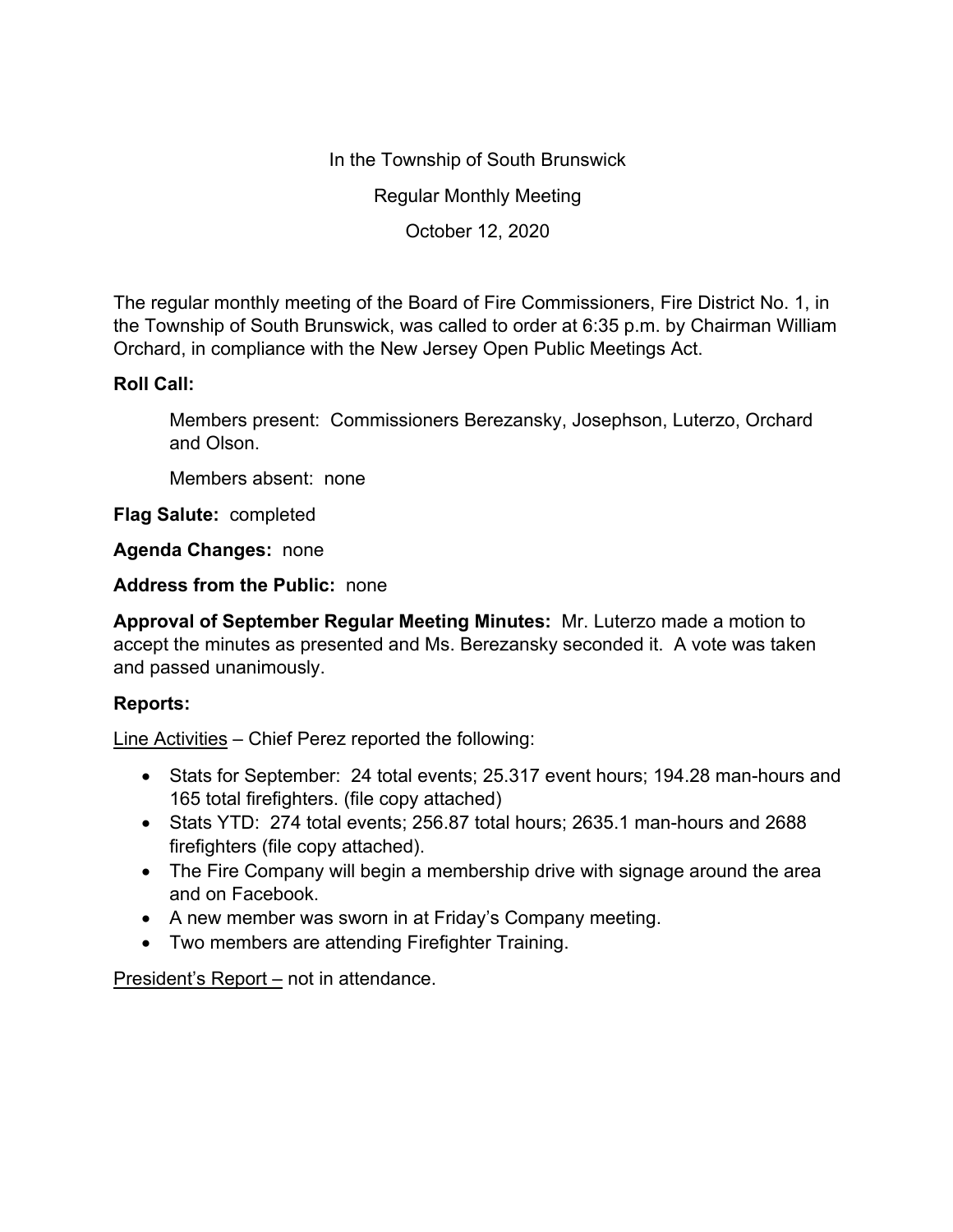In the Township of South Brunswick

Regular Monthly Meeting

October 12, 2020

The regular monthly meeting of the Board of Fire Commissioners, Fire District No. 1, in the Township of South Brunswick, was called to order at 6:35 p.m. by Chairman William Orchard, in compliance with the New Jersey Open Public Meetings Act.

**Roll Call:**

Members present: Commissioners Berezansky, Josephson, Luterzo, Orchard and Olson.

Members absent: none

**Flag Salute:** completed

**Agenda Changes:** none

**Address from the Public:** none

**Approval of September Regular Meeting Minutes:** Mr. Luterzo made a motion to accept the minutes as presented and Ms. Berezansky seconded it. A vote was taken and passed unanimously.

**Reports:**

<u>Line Activities</u> – Chief Perez reported the following:

- Stats for September: 24 total events; 25.317 event hours; 194.28 man-hours and 165 total firefighters. (file copy attached)
- Stats YTD: 274 total events; 256.87 total hours; 2635.1 man-hours and 2688 firefighters (file copy attached).
- The Fire Company will begin a membership drive with signage around the area and on Facebook.
- A new member was sworn in at Friday's Company meeting.
- Two members are attending Firefighter Training.

<u>President's Report –</u> not in attendance.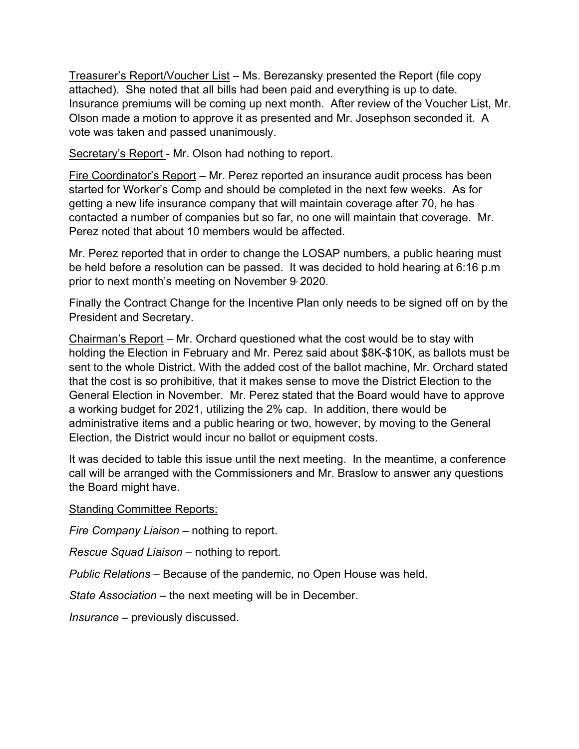<u>Treasurer's Report/Voucher List</u> – Ms. Berezansky presented the Report (file copy attached). She noted that all bills had been paid and everything is up to date. Insurance premiums will be coming up next month. After review of the Voucher List, Mr. Olson made a motion to approve it as presented and Mr. Josephson seconded it. A vote was taken and passed unanimously.

<u>Secretary's Report</u> - Mr. Olson had nothing to report.

<u>Fire Coordinator's Report</u> – Mr. Perez reported an insurance audit process has been started for Worker's Comp and should be completed in the next few weeks. As for getting a new life insurance company that will maintain coverage after 70, he has contacted a number of companies but so far, no one will maintain that coverage. Mr. Perez noted that about 10 members would be affected.

Mr. Perez reported that in order to change the LOSAP numbers, a public hearing must be held before a resolution can be passed. It was decided to hold hearing at 6:16 p.m prior to next month's meeting on November 9, 2020.

Finally the Contract Change for the Incentive Plan only needs to be signed off on by the President and Secretary.

<u>Chairman's Report</u> – Mr. Orchard questioned what the cost would be to stay with holding the Election in February and Mr. Perez said about $8K-$10K, as ballots must be sent to the whole District. With the added cost of the ballot machine, Mr. Orchard stated that the cost is so prohibitive, that it makes sense to move the District Election to the General Election in November. Mr. Perez stated that the Board would have to approve a working budget for 2021, utilizing the 2% cap. In addition, there would be administrative items and a public hearing or two, however, by moving to the General Election, the District would incur no ballot or equipment costs.

It was decided to table this issue until the next meeting. In the meantime, a conference call will be arranged with the Commissioners and Mr. Braslow to answer any questions the Board might have.

<u>Standing Committee Reports:</u>

*Fire Company Liaison* – nothing to report.

*Rescue Squad Liaison* – nothing to report.

*Public Relations* – Because of the pandemic, no Open House was held.

*State Association* – the next meeting will be in December.

*Insurance* – previously discussed.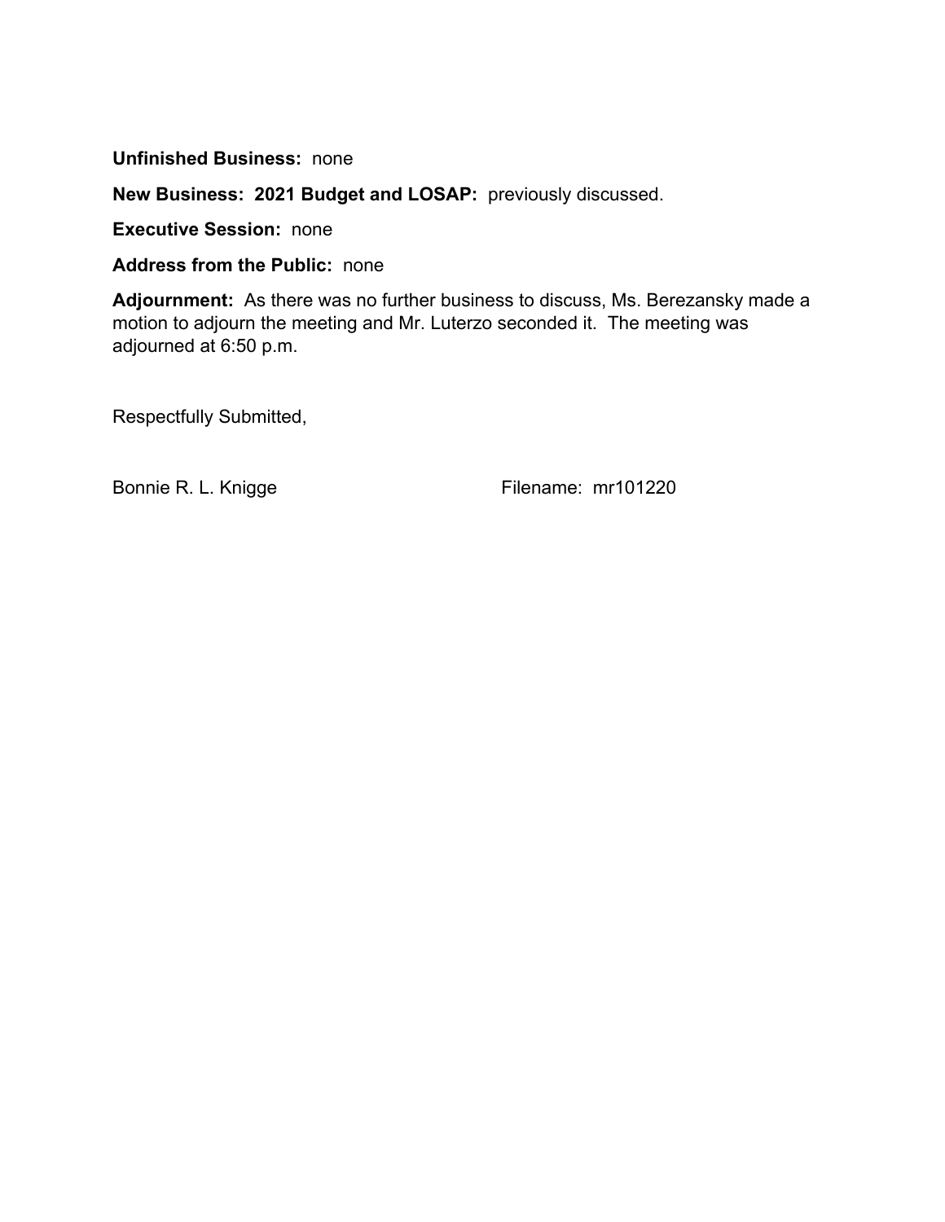**Unfinished Business:** none

**New Business: 2021 Budget and LOSAP:** previously discussed.

**Executive Session:** none

**Address from the Public:** none

**Adjournment:** As there was no further business to discuss, Ms. Berezansky made a motion to adjourn the meeting and Mr. Luterzo seconded it. The meeting was adjourned at 6:50 p.m.

Respectfully Submitted,

Bonnie R. L. Knigge Filename: mr101220